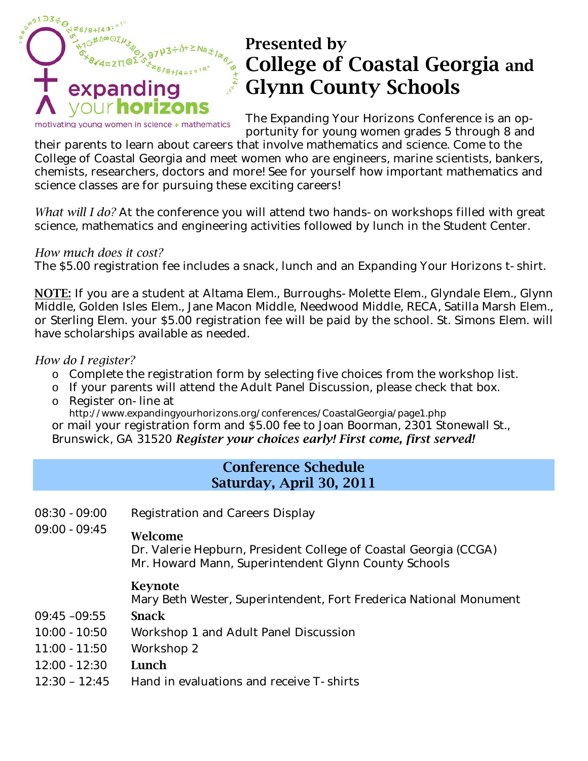expanding your horizons

motivating young women in science + mathematics

# Presented by College of Coastal Georgia and Glynn County Schools

The Expanding Your Horizons Conference is an opportunity for young women grades 5 through 8 and their parents to learn about careers that involve mathematics and science. Come to the College of Coastal Georgia and meet women who are engineers, marine scientists, bankers, chemists, researchers, doctors and more! See for yourself how important mathematics and science classes are for pursuing these exciting careers!

*What will I do?* At the conference you will attend two hands-on workshops filled with great science, mathematics and engineering activities followed by lunch in the Student Center.

*How much does it cost?*
The $5.00 registration fee includes a snack, lunch and an Expanding Your Horizons t-shirt.

**NOTE:** If you are a student at Altama Elem., Burroughs-Molette Elem., Glyndale Elem., Glynn Middle, Golden Isles Elem., Jane Macon Middle, Needwood Middle, RECA, Satilla Marsh Elem., or Sterling Elem. your $5.00 registration fee will be paid by the school. St. Simons Elem. will have scholarships available as needed.

*How do I register?*

- Complete the registration form by selecting five choices from the workshop list.
- If your parents will attend the Adult Panel Discussion, please check that box.
- Register on-line at http://www.expandingyourhorizons.org/conferences/CoastalGeorgia/page1.php

or mail your registration form and $5.00 fee to Joan Boorman, 2301 Stonewall St., Brunswick, GA 31520 ***Register your choices early! First come, first served!***

## Conference Schedule
## Saturday, April 30, 2011

| | |
|---|---|
| 08:30 - 09:00 | Registration and Careers Display |
| 09:00 - 09:45 | **Welcome**<br>Dr. Valerie Hepburn, President College of Coastal Georgia (CCGA)<br>Mr. Howard Mann, Superintendent Glynn County Schools<br><br>**Keynote**<br>Mary Beth Wester, Superintendent, Fort Frederica National Monument |
| 09:45 –09:55 | **Snack** |
| 10:00 - 10:50 | Workshop 1 and Adult Panel Discussion |
| 11:00 - 11:50 | Workshop 2 |
| 12:00 - 12:30 | **Lunch** |
| 12:30 – 12:45 | Hand in evaluations and receive T-shirts |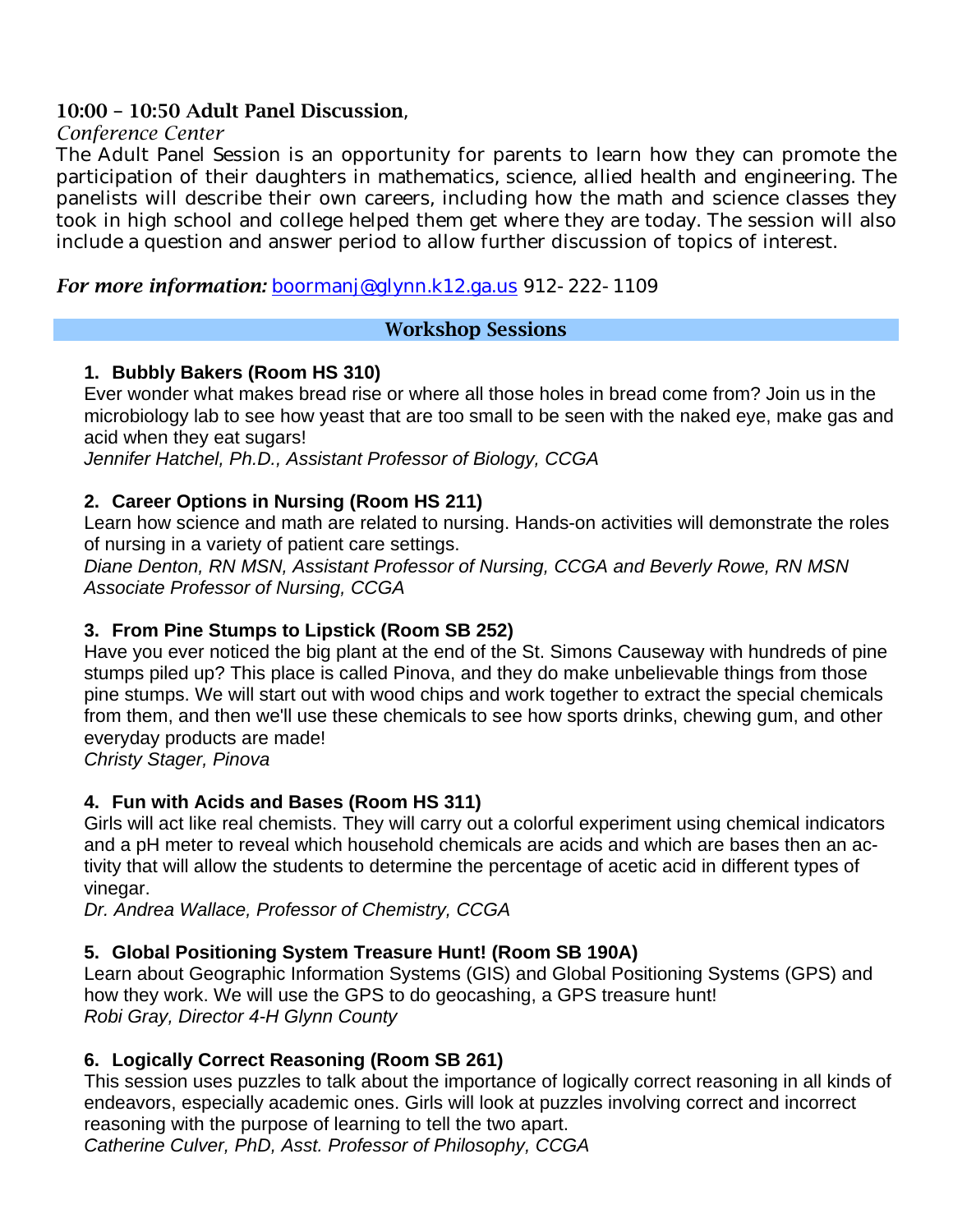**10:00 – 10:50 Adult Panel Discussion**,

*Conference Center*

The Adult Panel Session is an opportunity for parents to learn how they can promote the participation of their daughters in mathematics, science, allied health and engineering. The panelists will describe their own careers, including how the math and science classes they took in high school and college helped them get where they are today. The session will also include a question and answer period to allow further discussion of topics of interest.

***For more information:*** boormanj@glynn.k12.ga.us 912-222-1109

## Workshop Sessions

**1. Bubbly Bakers (Room HS 310)**

Ever wonder what makes bread rise or where all those holes in bread come from? Join us in the microbiology lab to see how yeast that are too small to be seen with the naked eye, make gas and acid when they eat sugars!

*Jennifer Hatchel, Ph.D., Assistant Professor of Biology, CCGA*

**2. Career Options in Nursing (Room HS 211)**

Learn how science and math are related to nursing. Hands-on activities will demonstrate the roles of nursing in a variety of patient care settings.

*Diane Denton, RN MSN, Assistant Professor of Nursing, CCGA and Beverly Rowe, RN MSN Associate Professor of Nursing, CCGA*

**3. From Pine Stumps to Lipstick (Room SB 252)**

Have you ever noticed the big plant at the end of the St. Simons Causeway with hundreds of pine stumps piled up? This place is called Pinova, and they do make unbelievable things from those pine stumps. We will start out with wood chips and work together to extract the special chemicals from them, and then we'll use these chemicals to see how sports drinks, chewing gum, and other everyday products are made!

*Christy Stager, Pinova*

**4. Fun with Acids and Bases (Room HS 311)**

Girls will act like real chemists. They will carry out a colorful experiment using chemical indicators and a pH meter to reveal which household chemicals are acids and which are bases then an activity that will allow the students to determine the percentage of acetic acid in different types of vinegar.

*Dr. Andrea Wallace, Professor of Chemistry, CCGA*

**5. Global Positioning System Treasure Hunt! (Room SB 190A)**

Learn about Geographic Information Systems (GIS) and Global Positioning Systems (GPS) and how they work. We will use the GPS to do geocashing, a GPS treasure hunt!

*Robi Gray, Director 4-H Glynn County*

**6. Logically Correct Reasoning (Room SB 261)**

This session uses puzzles to talk about the importance of logically correct reasoning in all kinds of endeavors, especially academic ones. Girls will look at puzzles involving correct and incorrect reasoning with the purpose of learning to tell the two apart.

*Catherine Culver, PhD, Asst. Professor of Philosophy, CCGA*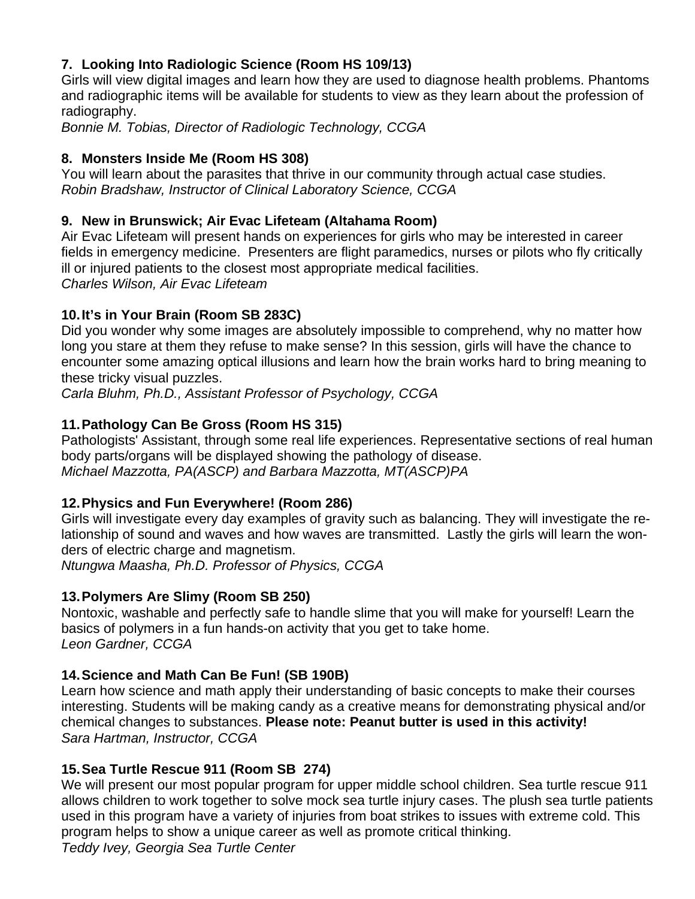**7. Looking Into Radiologic Science (Room HS 109/13)**
Girls will view digital images and learn how they are used to diagnose health problems. Phantoms and radiographic items will be available for students to view as they learn about the profession of radiography.
*Bonnie M. Tobias, Director of Radiologic Technology, CCGA*

**8. Monsters Inside Me (Room HS 308)**
You will learn about the parasites that thrive in our community through actual case studies.
*Robin Bradshaw, Instructor of Clinical Laboratory Science, CCGA*

**9. New in Brunswick; Air Evac Lifeteam (Altahama Room)**
Air Evac Lifeteam will present hands on experiences for girls who may be interested in career fields in emergency medicine. Presenters are flight paramedics, nurses or pilots who fly critically ill or injured patients to the closest most appropriate medical facilities.
*Charles Wilson, Air Evac Lifeteam*

**10. It's in Your Brain (Room SB 283C)**
Did you wonder why some images are absolutely impossible to comprehend, why no matter how long you stare at them they refuse to make sense? In this session, girls will have the chance to encounter some amazing optical illusions and learn how the brain works hard to bring meaning to these tricky visual puzzles.
*Carla Bluhm, Ph.D., Assistant Professor of Psychology, CCGA*

**11. Pathology Can Be Gross (Room HS 315)**
Pathologists' Assistant, through some real life experiences. Representative sections of real human body parts/organs will be displayed showing the pathology of disease.
*Michael Mazzotta, PA(ASCP) and Barbara Mazzotta, MT(ASCP)PA*

**12. Physics and Fun Everywhere! (Room 286)**
Girls will investigate every day examples of gravity such as balancing. They will investigate the relationship of sound and waves and how waves are transmitted. Lastly the girls will learn the wonders of electric charge and magnetism.
*Ntungwa Maasha, Ph.D. Professor of Physics, CCGA*

**13. Polymers Are Slimy (Room SB 250)**
Nontoxic, washable and perfectly safe to handle slime that you will make for yourself! Learn the basics of polymers in a fun hands-on activity that you get to take home.
*Leon Gardner, CCGA*

**14. Science and Math Can Be Fun! (SB 190B)**
Learn how science and math apply their understanding of basic concepts to make their courses interesting. Students will be making candy as a creative means for demonstrating physical and/or chemical changes to substances. **Please note: Peanut butter is used in this activity!**
*Sara Hartman, Instructor, CCGA*

**15. Sea Turtle Rescue 911 (Room SB 274)**
We will present our most popular program for upper middle school children. Sea turtle rescue 911 allows children to work together to solve mock sea turtle injury cases. The plush sea turtle patients used in this program have a variety of injuries from boat strikes to issues with extreme cold. This program helps to show a unique career as well as promote critical thinking.
*Teddy Ivey, Georgia Sea Turtle Center*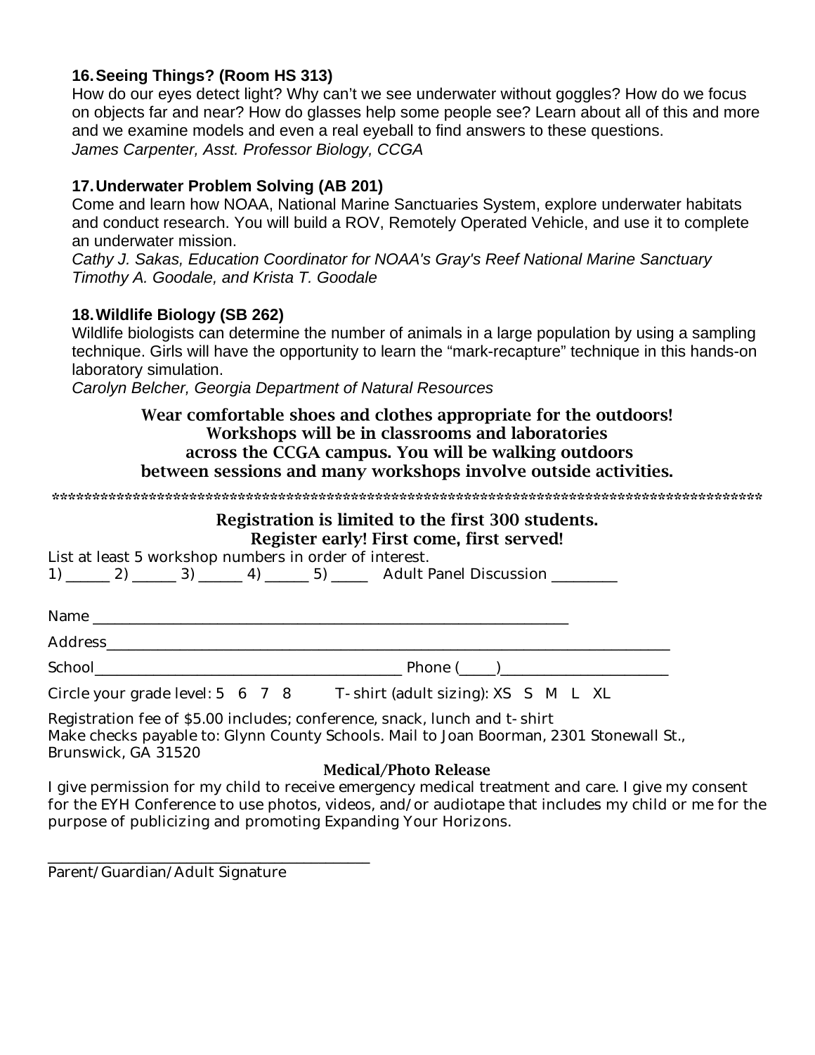### 16. Seeing Things? (Room HS 313)

How do our eyes detect light? Why can't we see underwater without goggles? How do we focus on objects far and near? How do glasses help some people see? Learn about all of this and more and we examine models and even a real eyeball to find answers to these questions.
*James Carpenter, Asst. Professor Biology, CCGA*

### 17. Underwater Problem Solving (AB 201)

Come and learn how NOAA, National Marine Sanctuaries System, explore underwater habitats and conduct research. You will build a ROV, Remotely Operated Vehicle, and use it to complete an underwater mission.
*Cathy J. Sakas, Education Coordinator for NOAA's Gray's Reef National Marine Sanctuary*
*Timothy A. Goodale, and Krista T. Goodale*

### 18. Wildlife Biology (SB 262)

Wildlife biologists can determine the number of animals in a large population by using a sampling technique. Girls will have the opportunity to learn the "mark-recapture" technique in this hands-on laboratory simulation.
*Carolyn Belcher, Georgia Department of Natural Resources*

**Wear comfortable shoes and clothes appropriate for the outdoors!**
**Workshops will be in classrooms and laboratories**
**across the CCGA campus. You will be walking outdoors**
**between sessions and many workshops involve outside activities.**

******************************************************************************************

**Registration is limited to the first 300 students.**
**Register early! First come, first served!**

List at least 5 workshop numbers in order of interest.
1) ______ 2) ______ 3) ______ 4) ______ 5) _____ Adult Panel Discussion ________

Name ____________________________________________________________

Address_______________________________________________________________________

School_______________________________________ Phone (____)_____________________

Circle your grade level: 5 6 7 8 T-shirt (adult sizing): XS S M L XL

Registration fee of $5.00 includes; conference, snack, lunch and t-shirt
Make checks payable to: Glynn County Schools. Mail to Joan Boorman, 2301 Stonewall St., Brunswick, GA 31520

**Medical/Photo Release**

I give permission for my child to receive emergency medical treatment and care. I give my consent for the EYH Conference to use photos, videos, and/or audiotape that includes my child or me for the purpose of publicizing and promoting Expanding Your Horizons.

________________________________________
Parent/Guardian/Adult Signature